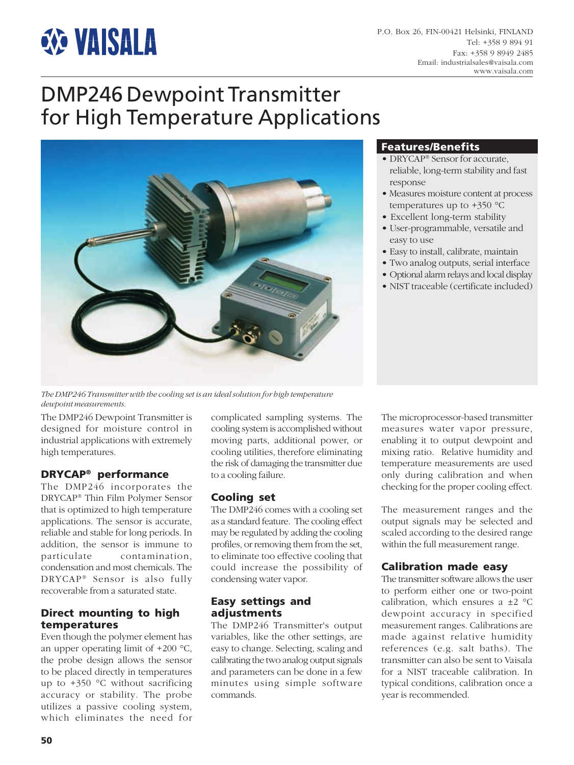VAISALA

P.O. Box 26, FIN-00421 Helsinki, FINLAND
Tel: +358 9 894 91
Fax: +358 9 8949 2485
Email: industrialsales@vaisala.com
www.vaisala.com

# DMP246 Dewpoint Transmitter for High Temperature Applications

*The DMP246 Transmitter with the cooling set is an ideal solution for high temperature dewpoint measurements.*

## Features/Benefits

- DRYCAP® Sensor for accurate, reliable, long-term stability and fast response
- Measures moisture content at process temperatures up to +350 °C
- Excellent long-term stability
- User-programmable, versatile and easy to use
- Easy to install, calibrate, maintain
- Two analog outputs, serial interface
- Optional alarm relays and local display
- NIST traceable (certificate included)

The DMP246 Dewpoint Transmitter is designed for moisture control in industrial applications with extremely high temperatures.

### DRYCAP® performance

The DMP246 incorporates the DRYCAP® Thin Film Polymer Sensor that is optimized to high temperature applications. The sensor is accurate, reliable and stable for long periods. In addition, the sensor is immune to particulate contamination, condensation and most chemicals. The DRYCAP® Sensor is also fully recoverable from a saturated state.

### Direct mounting to high temperatures

Even though the polymer element has an upper operating limit of +200 °C, the probe design allows the sensor to be placed directly in temperatures up to +350 °C without sacrificing accuracy or stability. The probe utilizes a passive cooling system, which eliminates the need for complicated sampling systems. The cooling system is accomplished without moving parts, additional power, or cooling utilities, therefore eliminating the risk of damaging the transmitter due to a cooling failure.

### Cooling set

The DMP246 comes with a cooling set as a standard feature. The cooling effect may be regulated by adding the cooling profiles, or removing them from the set, to eliminate too effective cooling that could increase the possibility of condensing water vapor.

### Easy settings and adjustments

The DMP246 Transmitter's output variables, like the other settings, are easy to change. Selecting, scaling and calibrating the two analog output signals and parameters can be done in a few minutes using simple software commands.

The microprocessor-based transmitter measures water vapor pressure, enabling it to output dewpoint and mixing ratio. Relative humidity and temperature measurements are used only during calibration and when checking for the proper cooling effect.

The measurement ranges and the output signals may be selected and scaled according to the desired range within the full measurement range.

### Calibration made easy

The transmitter software allows the user to perform either one or two-point calibration, which ensures a ±2 °C dewpoint accuracy in specified measurement ranges. Calibrations are made against relative humidity references (e.g. salt baths). The transmitter can also be sent to Vaisala for a NIST traceable calibration. In typical conditions, calibration once a year is recommended.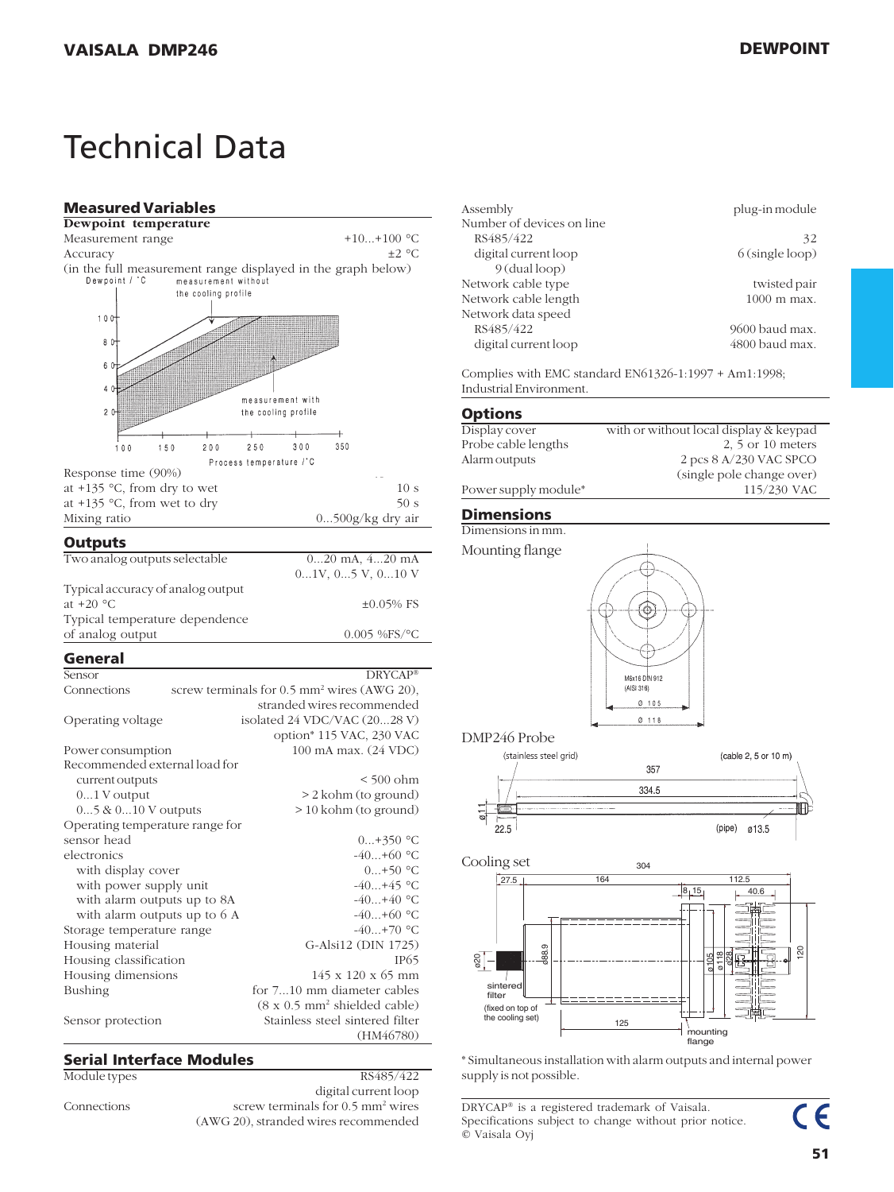# Technical Data

## Measured Variables

**Dewpoint temperature**

| | |
|---|---|
| Measurement range | +10...+100 °C |
| Accuracy | ±2 °C |

(in the full measurement range displayed in the graph below)

Dewpoint / °C
measurement without the cooling profile
100
80
60
40
20
measurement with the cooling profile
100 150 200 250 300 350
Process temperature / °C

| | |
|---|---|
| Response time (90%) | |
| at +135 °C, from dry to wet | 10 s |
| at +135 °C, from wet to dry | 50 s |
| Mixing ratio | 0...500g/kg dry air |

## Outputs

| | |
|---|---|
| Two analog outputs selectable | 0...20 mA, 4...20 mA<br>0...1V, 0...5 V, 0...10 V |
| Typical accuracy of analog output at +20 °C | ±0.05% FS |
| Typical temperature dependence of analog output | 0.005 %FS/°C |

## General

| | |
|---|---|
| Sensor | DRYCAP® |
| Connections | screw terminals for 0.5 mm² wires (AWG 20), stranded wires recommended |
| Operating voltage | isolated 24 VDC/VAC (20...28 V)<br>option* 115 VAC, 230 VAC |
| Power consumption | 100 mA max. (24 VDC) |
| Recommended external load for | |
| current outputs | < 500 ohm |
| 0...1 V output | > 2 kohm (to ground) |
| 0...5 & 0...10 V outputs | > 10 kohm (to ground) |
| Operating temperature range for | |
| sensor head | 0...+350 °C |
| electronics | -40...+60 °C |
| with display cover | 0...+50 °C |
| with power supply unit | -40...+45 °C |
| with alarm outputs up to 8A | -40...+40 °C |
| with alarm outputs up to 6 A | -40...+60 °C |
| Storage temperature range | -40...+70 °C |
| Housing material | G-Alsi12 (DIN 1725) |
| Housing classification | IP65 |
| Housing dimensions | 145 x 120 x 65 mm |
| Bushing | for 7...10 mm diameter cables<br>(8 x 0.5 mm² shielded cable) |
| Sensor protection | Stainless steel sintered filter (HM46780) |

## Serial Interface Modules

| | |
|---|---|
| Module types | RS485/422<br>digital current loop |
| Connections | screw terminals for 0.5 mm² wires (AWG 20), stranded wires recommended |
| Assembly | plug-in module |
| Number of devices on line | |
| RS485/422 | 32 |
| digital current loop | 6 (single loop)<br>9 (dual loop) |
| Network cable type | twisted pair |
| Network cable length | 1000 m max. |
| Network data speed | |
| RS485/422 | 9600 baud max. |
| digital current loop | 4800 baud max. |

Complies with EMC standard EN61326-1:1997 + Am1:1998; Industrial Environment.

## Options

| | |
|---|---|
| Display cover | with or without local display & keypad |
| Probe cable lengths | 2, 5 or 10 meters |
| Alarm outputs | 2 pcs 8 A/230 VAC SPCO (single pole change over) |
| Power supply module* | 115/230 VAC |

## Dimensions

Dimensions in mm.

Mounting flange

M6x16 DIN 912 (AISI 316)
Ø 105
Ø 118

DMP246 Probe

(stainless steel grid)
(cable 2, 5 or 10 m)
357
334.5
ø11
22.5
(pipe) ø13.5

Cooling set

304
27.5
164
112.5
8
15
40.6
ø20
ø88.9
ø105
ø118
ø28
120
sintered filter
(fixed on top of the cooling set)
125
mounting flange

* Simultaneous installation with alarm outputs and internal power supply is not possible.

DRYCAP® is a registered trademark of Vaisala.
Specifications subject to change without prior notice.
© Vaisala Oyj